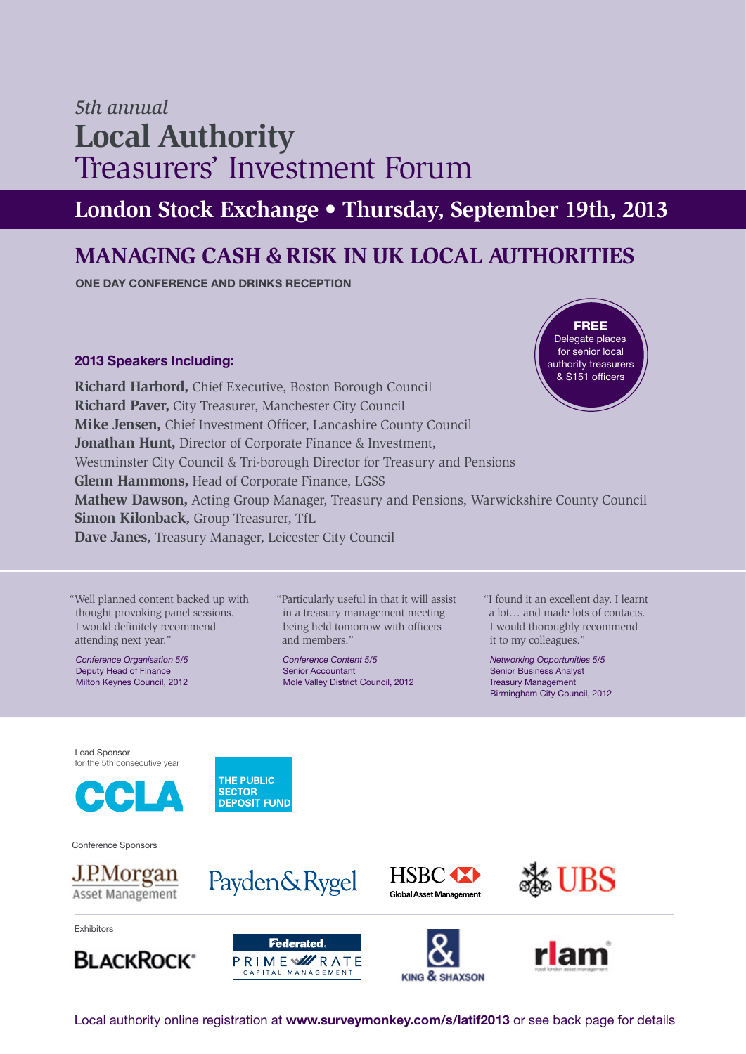*5th annual*

# Local Authority Treasurers' Investment Forum

## London Stock Exchange • Thursday, September 19th, 2013

## MANAGING CASH & RISK IN UK LOCAL AUTHORITIES

**ONE DAY CONFERENCE AND DRINKS RECEPTION**

**FREE** Delegate places for senior local authority treasurers & S151 officers

### 2013 Speakers Including:

**Richard Harbord,** Chief Executive, Boston Borough Council
**Richard Paver,** City Treasurer, Manchester City Council
**Mike Jensen,** Chief Investment Officer, Lancashire County Council
**Jonathan Hunt,** Director of Corporate Finance & Investment, Westminster City Council & Tri-borough Director for Treasury and Pensions
**Glenn Hammons,** Head of Corporate Finance, LGSS
**Mathew Dawson,** Acting Group Manager, Treasury and Pensions, Warwickshire County Council
**Simon Kilonback,** Group Treasurer, TfL
**Dave Janes,** Treasury Manager, Leicester City Council

"Well planned content backed up with thought provoking panel sessions. I would definitely recommend attending next year."

*Conference Organisation 5/5*
Deputy Head of Finance
Milton Keynes Council, 2012

"Particularly useful in that it will assist in a treasury management meeting being held tomorrow with officers and members."

*Conference Content 5/5*
Senior Accountant
Mole Valley District Council, 2012

"I found it an excellent day. I learnt a lot… and made lots of contacts. I would thoroughly recommend it to my colleagues."

*Networking Opportunities 5/5*
Senior Business Analyst
Treasury Management
Birmingham City Council, 2012

Lead Sponsor for the 5th consecutive year

CCLA — THE PUBLIC SECTOR DEPOSIT FUND

Conference Sponsors

J.P.Morgan Asset Management | Payden&Rygel | HSBC Global Asset Management | UBS

Exhibitors

BLACKROCK | Federated. PRIME RATE CAPITAL MANAGEMENT | KING & SHAXSON | rlam royal london asset management

Local authority online registration at **www.surveymonkey.com/s/latif2013** or see back page for details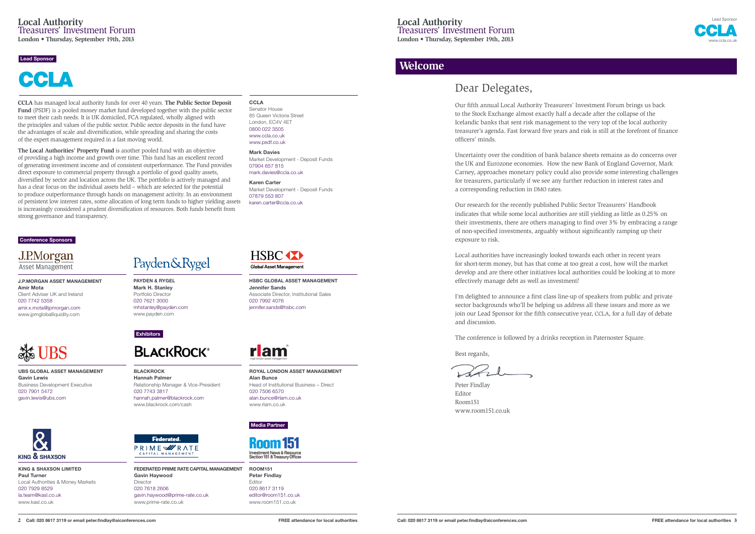## Lead Sponsor

### CCLA

**CCLA** has managed local authority funds for over 40 years. **The Public Sector Deposit Fund** (PSDF) is a pooled money market fund developed together with the public sector to meet their cash needs. It is UK domiciled, FCA regulated, wholly aligned with the principles and values of the public sector. Public sector deposits in the fund have the advantages of scale and diversification, while spreading and sharing the costs of the expert management required in a fast moving world.

**The Local Authorities' Property Fund** is another pooled fund with an objective of providing a high income and growth over time. This fund has an excellent record of generating investment income and of consistent outperformance. The Fund provides direct exposure to commercial property through a portfolio of good quality assets, diversified by sector and location across the UK. The portfolio is actively managed and has a clear focus on the individual assets held – which are selected for the potential to produce outperformance through hands on management activity. In an environment of persistent low interest rates, some allocation of long term funds to higher yielding assets is increasingly considered a prudent diversification of resources. Both funds benefit from strong governance and transparency.

**CCLA**
Senator House
85 Queen Victoria Street
London, EC4V 4ET
0800 022 3505
www.ccla.co.uk
www.psdf.co.uk

**Mark Davies**
Market Development - Deposit Funds
07904 657 815
mark.davies@ccla.co.uk

**Karen Carter**
Market Development - Deposit Funds
07879 553 807
karen.carter@ccla.co.uk

## Conference Sponsors

**J.P.MORGAN ASSET MANAGEMENT**
**Amir Mota**
Client Adviser UK and Ireland
020 7742 5358
amir.x.mota@jpmorgan.com
www.jpmgloballiquidity.com

**PAYDEN & RYGEL**
**Mark H. Stanley**
Portfolio Director
020 7621 3000
mhstanley@payden.com
www.payden.com

**HSBC GLOBAL ASSET MANAGEMENT**
**Jennifer Sands**
Associate Director, Institutional Sales
020 7992 4076
jennifer.sands@hsbc.com

**UBS GLOBAL ASSET MANAGEMENT**
**Gavin Lewis**
Business Development Executive
020 7901 5472
gavin.lewis@ubs.com

## Exhibitors

**BLACKROCK**
**Hannah Palmer**
Relationship Manager & Vice-President
020 7743 3817
hannah.palmer@blackrock.com
www.blackrock.com/cash

**ROYAL LONDON ASSET MANAGEMENT**
**Alan Bunce**
Head of Institutional Business – Direct
020 7506 6570
alan.bunce@rlam.co.uk
www.rlam.co.uk

**KING & SHAXSON LIMITED**
**Paul Turner**
Local Authorities & Money Markets
020 7929 8529
la.team@kasl.co.uk
www.kasl.co.uk

**FEDERATED PRIME RATE CAPITAL MANAGEMENT**
**Gavin Haywood**
Director
020 7618 2606
gavin.haywood@prime-rate.co.uk
www.prime-rate.co.uk

## Media Partner

**ROOM151**
**Peter Findlay**
Editor
020 8617 3119
editor@room151.co.uk
www.room151.co.uk

## Welcome

Dear Delegates,

Our fifth annual Local Authority Treasurers' Investment Forum brings us back to the Stock Exchange almost exactly half a decade after the collapse of the Icelandic banks that sent risk management to the very top of the local authority treasurer's agenda. Fast forward five years and risk is still at the forefront of finance officers' minds.

Uncertainty over the condition of bank balance sheets remains as do concerns over the UK and Eurozone economies. How the new Bank of England Governor, Mark Carney, approaches monetary policy could also provide some interesting challenges for treasurers, particularly if we see any further reduction in interest rates and a corresponding reduction in DMO rates.

Our research for the recently published Public Sector Treasurers' Handbook indicates that while some local authorities are still yielding as little as 0.25% on their investments, there are others managing to find over 3% by embracing a range of non-specified investments, arguably without significantly ramping up their exposure to risk.

Local authorities have increasingly looked towards each other in recent years for short-term money, but has that come at too great a cost, how will the market develop and are there other initiatives local authorities could be looking at to more effectively manage debt as well as investment?

I'm delighted to announce a first class line-up of speakers from public and private sector backgrounds who'll be helping us address all these issues and more as we join our Lead Sponsor for the fifth consecutive year, CCLA, for a full day of debate and discussion.

The conference is followed by a drinks reception in Paternoster Square.

Best regards,

Peter Findlay
Editor
Room151
www.room151.co.uk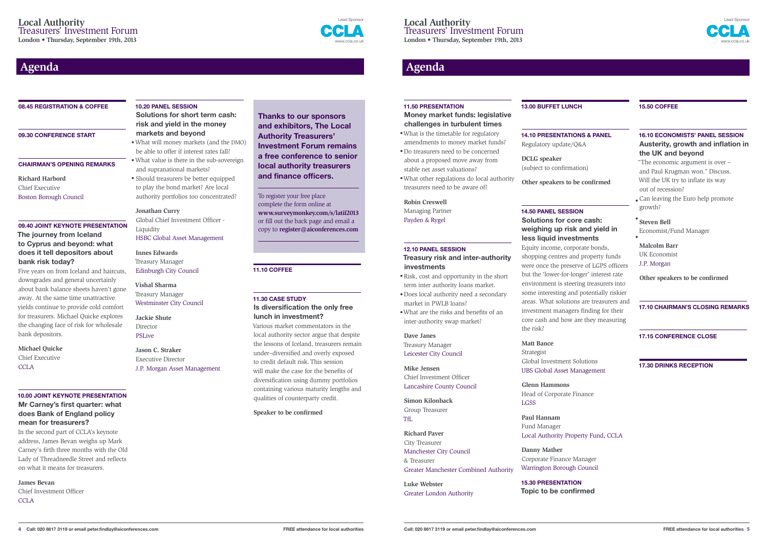# Local Authority Treasurers' Investment Forum

**London • Thursday, September 19th, 2013**

Lead Sponsor CCLA www.ccla.co.uk

## Agenda

### 08.45 REGISTRATION & COFFEE

### 09.30 CONFERENCE START

### CHAIRMAN'S OPENING REMARKS

**Richard Harbord**
Chief Executive
Boston Borough Council

### 09.40 JOINT KEYNOTE PRESENTATION

**The journey from Iceland to Cyprus and beyond: what does it tell depositors about bank risk today?**

Five years on from Iceland and haircuts, downgrades and general uncertainly about bank balance sheets haven't gone away. At the same time unattractive yields continue to provide cold comfort for treasurers. Michael Quicke explores the changing face of risk for wholesale bank depositors.

**Michael Quicke**
Chief Executive
CCLA

### 10.00 JOINT KEYNOTE PRESENTATION

**Mr Carney's first quarter: what does Bank of England policy mean for treasurers?**

In the second part of CCLA's keynote address, James Bevan weighs up Mark Carney's firth three months with the Old Lady of Threadneedle Street and reflects on what it means for treasurers.

**James Bevan**
Chief Investment Officer
CCLA

### 10.20 PANEL SESSION

**Solutions for short term cash: risk and yield in the money markets and beyond**

- What will money markets (and the DMO) be able to offer if interest rates fall?
- What value is there in the sub-sovereign and supranational markets?
- Should treasurers be better equipped to play the bond market? Are local authority portfolios too concentrated?

**Jonathan Curry**
Global Chief Investment Officer - Liquidity
HSBC Global Asset Management

**Innes Edwards**
Treasury Manager
Edinburgh City Council

**Vishal Sharma**
Treasury Manager
Westminster City Council

**Jackie Shute**
Director
PSLive

**Jason C. Straker**
Executive Director
J.P. Morgan Asset Management

**Thanks to our sponsors and exhibitors, The Local Authority Treasurers' Investment Forum remains a free conference to senior local authority treasurers and finance officers.**

To register your free place complete the form online at **www.surveymonkey.com/s/latif2013** or fill out the back page and email a copy to **register@aiconferences.com**

### 11.10 COFFEE

### 11.30 CASE STUDY

**Is diversification the only free lunch in investment?**

Various market commentators in the local authority sector argue that despite the lessons of Iceland, treasurers remain under–diversified and overly exposed to credit default risk. This session will make the case for the benefits of diversification using dummy portfolios containing various maturity lengths and qualities of counterparty credit.

**Speaker to be confirmed**

### 11.50 PRESENTATION

**Money market funds: legislative challenges in turbulent times**

- What is the timetable for regulatory amendments to money market funds?
- Do treasurers need to be concerned about a proposed move away from stable net asset valuations?
- What other regulations do local authority treasurers need to be aware of?

**Robin Creswell**
Managing Partner
Payden & Rygel

### 12.10 PANEL SESSION

**Treasury risk and inter-authority investments**

- Risk, cost and opportunity in the short term inter authority loans market.
- Does local authority need a secondary market in PWLB loans?
- What are the risks and benefits of an inter-authority swap market?

**Dave Janes**
Treasury Manager
Leicester City Council

**Mike Jensen**
Chief Investment Officer
Lancashire County Council

**Simon Kilonback**
Group Treasurer
TfL

**Richard Paver**
City Treasurer
Manchester City Council
& Treasurer
Greater Manchester Combined Authority

**Luke Webster**
Greater London Authority

### 13.00 BUFFET LUNCH

### 14.10 PRESENTATIONS & PANEL

Regulatory update/Q&A

**DCLG speaker**
(subject to confirmation)

**Other speakers to be confirmed**

### 14.50 PANEL SESSION

**Solutions for core cash: weighing up risk and yield in less liquid investments**

Equity income, corporate bonds, shopping centres and property funds were once the preserve of LGPS officers but the 'lower-for-longer' interest rate environment is steering treasurers into some interesting and potentially riskier areas. What solutions are treasurers and investment managers finding for their core cash and how are they measuring the risk?

**Matt Bance**
Strategist
Global Investment Solutions
UBS Global Asset Management

**Glenn Hammons**
Head of Corporate Finance
LGSS

**Paul Hannam**
Fund Manager
Local Authority Property Fund, CCLA

**Danny Mather**
Corporate Finance Manager
Warrington Borough Council

### 15.30 PRESENTATION

**Topic to be confirmed**

### 15.50 COFFEE

### 16.10 ECONOMISTS' PANEL SESSION

**Austerity, growth and inflation in the UK and beyond**

- "The economic argument is over – and Paul Krugman won." Discuss. Will the UK try to inflate its way out of recession?
- Can leaving the Euro help promote growth?

**Steven Bell**
Economist/Fund Manager

**Malcolm Barr**
UK Economist
J.P. Morgan

**Other speakers to be confirmed**

### 17.10 CHAIRMAN'S CLOSING REMARKS

### 17.15 CONFERENCE CLOSE

### 17.30 DRINKS RECEPTION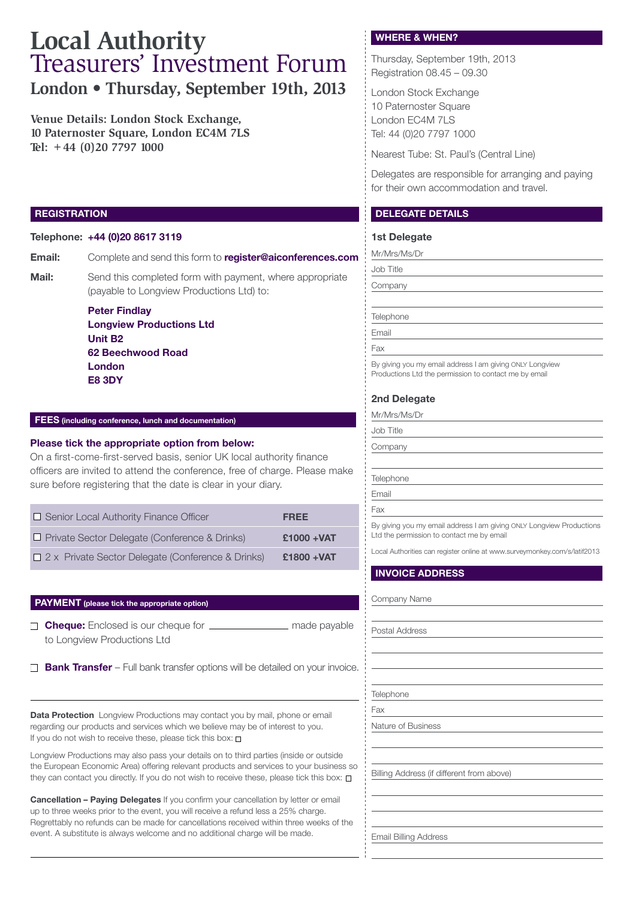# Local Authority Treasurers' Investment Forum

## London • Thursday, September 19th, 2013

**Venue Details: London Stock Exchange, 10 Paternoster Square, London EC4M 7LS**
**Tel: +44 (0)20 7797 1000**

## REGISTRATION

**Telephone:** **+44 (0)20 8617 3119**

**Email:** Complete and send this form to **register@aiconferences.com**

**Mail:** Send this completed form with payment, where appropriate (payable to Longview Productions Ltd) to:

**Peter Findlay**
**Longview Productions Ltd**
**Unit B2**
**62 Beechwood Road**
**London**
**E8 3DY**

## FEES (including conference, lunch and documentation)

**Please tick the appropriate option from below:**

On a first-come-first-served basis, senior UK local authority finance officers are invited to attend the conference, free of charge. Please make sure before registering that the date is clear in your diary.

| | |
|---|---|
| ☐ Senior Local Authority Finance Officer | **FREE** |
| ☐ Private Sector Delegate (Conference & Drinks) | **£1000 +VAT** |
| ☐ 2 x Private Sector Delegate (Conference & Drinks) | **£1800 +VAT** |

## PAYMENT (please tick the appropriate option)

☐ **Cheque:** Enclosed is our cheque for ______________ made payable to Longview Productions Ltd

☐ **Bank Transfer** – Full bank transfer options will be detailed on your invoice.

**Data Protection** Longview Productions may contact you by mail, phone or email regarding our products and services which we believe may be of interest to you. If you do not wish to receive these, please tick this box: ☐

Longview Productions may also pass your details on to third parties (inside or outside the European Economic Area) offering relevant products and services to your business so they can contact you directly. If you do not wish to receive these, please tick this box: ☐

**Cancellation – Paying Delegates** If you confirm your cancellation by letter or email up to three weeks prior to the event, you will receive a refund less a 25% charge. Regrettably no refunds can be made for cancellations received within three weeks of the event. A substitute is always welcome and no additional charge will be made.

## WHERE & WHEN?

Thursday, September 19th, 2013
Registration 08.45 – 09.30

London Stock Exchange
10 Paternoster Square
London EC4M 7LS
Tel: 44 (0)20 7797 1000

Nearest Tube: St. Paul's (Central Line)

Delegates are responsible for arranging and paying for their own accommodation and travel.

## DELEGATE DETAILS

### 1st Delegate

Mr/Mrs/Ms/Dr

Job Title

Company

Telephone

Email

Fax

By giving you my email address I am giving ONLY Longview Productions Ltd the permission to contact me by email

### 2nd Delegate

Mr/Mrs/Ms/Dr

Job Title

Company

Telephone

Email

Fax

By giving you my email address I am giving ONLY Longview Productions Ltd the permission to contact me by email

Local Authorities can register online at www.surveymonkey.com/s/latif2013

## INVOICE ADDRESS

Company Name

Postal Address

Telephone

Fax

Nature of Business

Billing Address (if different from above)

Email Billing Address